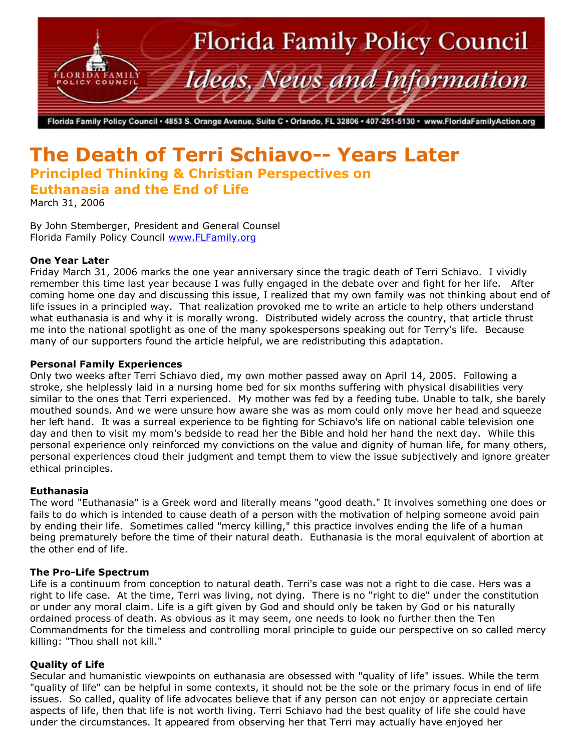# The Death of Terri Schiavo-- Years Later

## Principled Thinking & Christian Perspectives on Euthanasia and the End of Life

March 31, 2006

By John Stemberger, President and General Counsel
Florida Family Policy Council www.FLFamily.org

**One Year Later**

Friday March 31, 2006 marks the one year anniversary since the tragic death of Terri Schiavo. I vividly remember this time last year because I was fully engaged in the debate over and fight for her life. After coming home one day and discussing this issue, I realized that my own family was not thinking about end of life issues in a principled way. That realization provoked me to write an article to help others understand what euthanasia is and why it is morally wrong. Distributed widely across the country, that article thrust me into the national spotlight as one of the many spokespersons speaking out for Terry's life. Because many of our supporters found the article helpful, we are redistributing this adaptation.

**Personal Family Experiences**

Only two weeks after Terri Schiavo died, my own mother passed away on April 14, 2005. Following a stroke, she helplessly laid in a nursing home bed for six months suffering with physical disabilities very similar to the ones that Terri experienced. My mother was fed by a feeding tube. Unable to talk, she barely mouthed sounds. And we were unsure how aware she was as mom could only move her head and squeeze her left hand. It was a surreal experience to be fighting for Schiavo's life on national cable television one day and then to visit my mom's bedside to read her the Bible and hold her hand the next day. While this personal experience only reinforced my convictions on the value and dignity of human life, for many others, personal experiences cloud their judgment and tempt them to view the issue subjectively and ignore greater ethical principles.

**Euthanasia**

The word "Euthanasia" is a Greek word and literally means "good death." It involves something one does or fails to do which is intended to cause death of a person with the motivation of helping someone avoid pain by ending their life. Sometimes called "mercy killing," this practice involves ending the life of a human being prematurely before the time of their natural death. Euthanasia is the moral equivalent of abortion at the other end of life.

**The Pro-Life Spectrum**

Life is a continuum from conception to natural death. Terri's case was not a right to die case. Hers was a right to life case. At the time, Terri was living, not dying. There is no "right to die" under the constitution or under any moral claim. Life is a gift given by God and should only be taken by God or his naturally ordained process of death. As obvious as it may seem, one needs to look no further then the Ten Commandments for the timeless and controlling moral principle to guide our perspective on so called mercy killing: "Thou shall not kill."

**Quality of Life**

Secular and humanistic viewpoints on euthanasia are obsessed with "quality of life" issues. While the term "quality of life" can be helpful in some contexts, it should not be the sole or the primary focus in end of life issues. So called, quality of life advocates believe that if any person can not enjoy or appreciate certain aspects of life, then that life is not worth living. Terri Schiavo had the best quality of life she could have under the circumstances. It appeared from observing her that Terri may actually have enjoyed her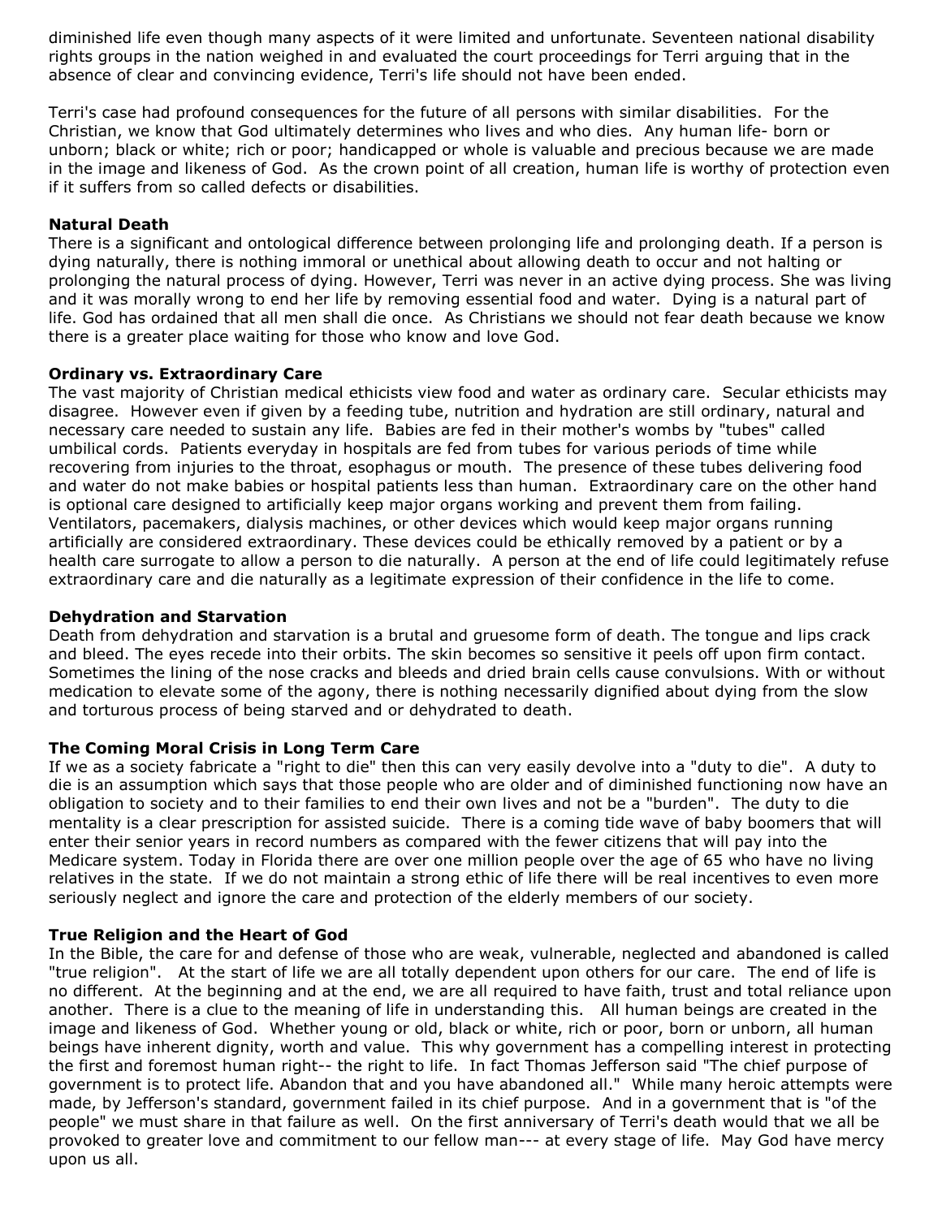diminished life even though many aspects of it were limited and unfortunate. Seventeen national disability rights groups in the nation weighed in and evaluated the court proceedings for Terri arguing that in the absence of clear and convincing evidence, Terri's life should not have been ended.

Terri's case had profound consequences for the future of all persons with similar disabilities. For the Christian, we know that God ultimately determines who lives and who dies. Any human life- born or unborn; black or white; rich or poor; handicapped or whole is valuable and precious because we are made in the image and likeness of God. As the crown point of all creation, human life is worthy of protection even if it suffers from so called defects or disabilities.

**Natural Death**

There is a significant and ontological difference between prolonging life and prolonging death. If a person is dying naturally, there is nothing immoral or unethical about allowing death to occur and not halting or prolonging the natural process of dying. However, Terri was never in an active dying process. She was living and it was morally wrong to end her life by removing essential food and water. Dying is a natural part of life. God has ordained that all men shall die once. As Christians we should not fear death because we know there is a greater place waiting for those who know and love God.

**Ordinary vs. Extraordinary Care**

The vast majority of Christian medical ethicists view food and water as ordinary care. Secular ethicists may disagree. However even if given by a feeding tube, nutrition and hydration are still ordinary, natural and necessary care needed to sustain any life. Babies are fed in their mother's wombs by "tubes" called umbilical cords. Patients everyday in hospitals are fed from tubes for various periods of time while recovering from injuries to the throat, esophagus or mouth. The presence of these tubes delivering food and water do not make babies or hospital patients less than human. Extraordinary care on the other hand is optional care designed to artificially keep major organs working and prevent them from failing. Ventilators, pacemakers, dialysis machines, or other devices which would keep major organs running artificially are considered extraordinary. These devices could be ethically removed by a patient or by a health care surrogate to allow a person to die naturally. A person at the end of life could legitimately refuse extraordinary care and die naturally as a legitimate expression of their confidence in the life to come.

**Dehydration and Starvation**

Death from dehydration and starvation is a brutal and gruesome form of death. The tongue and lips crack and bleed. The eyes recede into their orbits. The skin becomes so sensitive it peels off upon firm contact. Sometimes the lining of the nose cracks and bleeds and dried brain cells cause convulsions. With or without medication to elevate some of the agony, there is nothing necessarily dignified about dying from the slow and torturous process of being starved and or dehydrated to death.

**The Coming Moral Crisis in Long Term Care**

If we as a society fabricate a "right to die" then this can very easily devolve into a "duty to die". A duty to die is an assumption which says that those people who are older and of diminished functioning now have an obligation to society and to their families to end their own lives and not be a "burden". The duty to die mentality is a clear prescription for assisted suicide. There is a coming tide wave of baby boomers that will enter their senior years in record numbers as compared with the fewer citizens that will pay into the Medicare system. Today in Florida there are over one million people over the age of 65 who have no living relatives in the state. If we do not maintain a strong ethic of life there will be real incentives to even more seriously neglect and ignore the care and protection of the elderly members of our society.

**True Religion and the Heart of God**

In the Bible, the care for and defense of those who are weak, vulnerable, neglected and abandoned is called "true religion". At the start of life we are all totally dependent upon others for our care. The end of life is no different. At the beginning and at the end, we are all required to have faith, trust and total reliance upon another. There is a clue to the meaning of life in understanding this. All human beings are created in the image and likeness of God. Whether young or old, black or white, rich or poor, born or unborn, all human beings have inherent dignity, worth and value. This why government has a compelling interest in protecting the first and foremost human right-- the right to life. In fact Thomas Jefferson said "The chief purpose of government is to protect life. Abandon that and you have abandoned all." While many heroic attempts were made, by Jefferson's standard, government failed in its chief purpose. And in a government that is "of the people" we must share in that failure as well. On the first anniversary of Terri's death would that we all be provoked to greater love and commitment to our fellow man--- at every stage of life. May God have mercy upon us all.